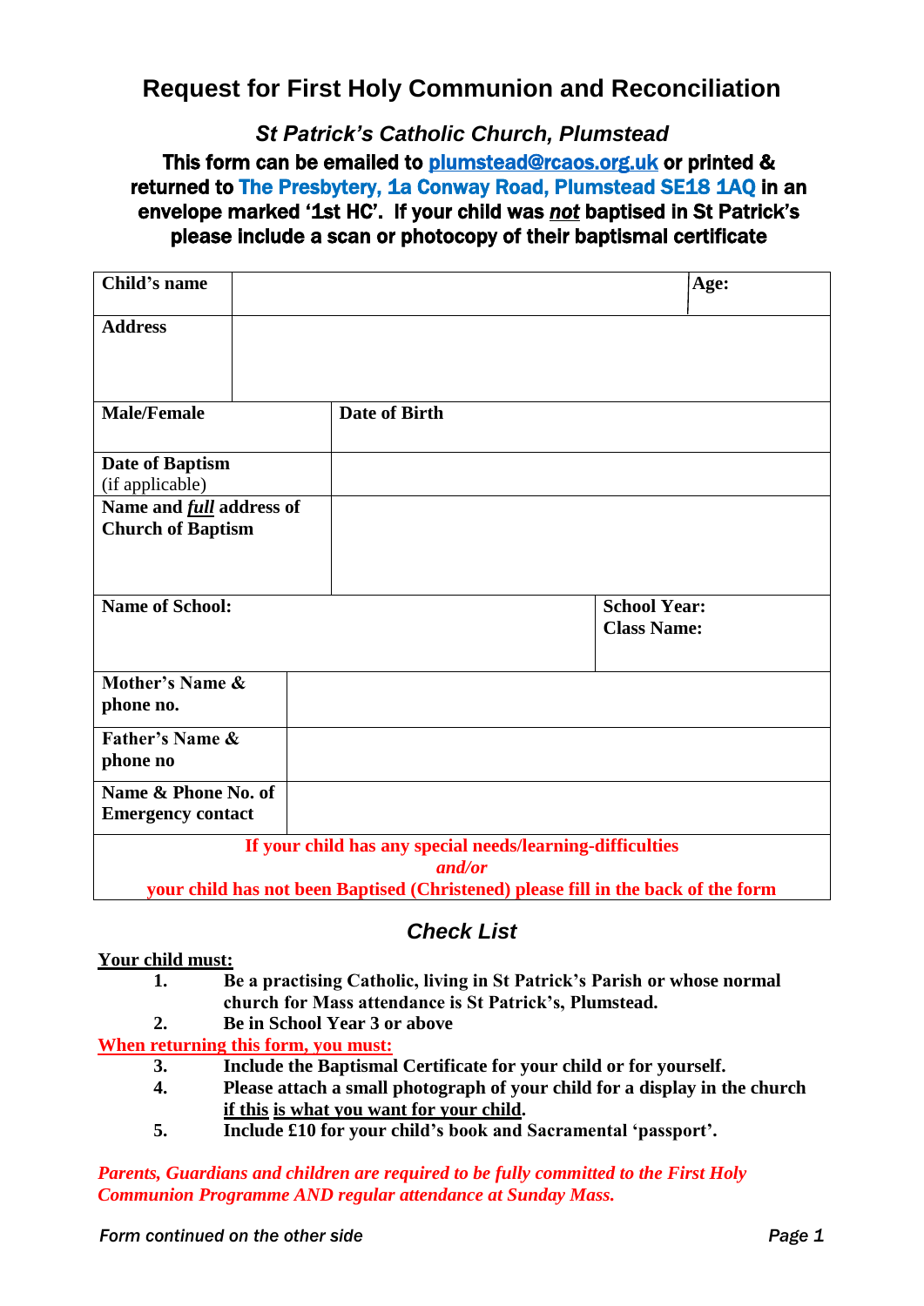# Request for First Holy Communion and Reconciliation

## *St Patrick's Catholic Church, Plumstead*

**This form can be emailed to plumstead@rcaos.org.uk or printed & returned to The Presbytery, 1a Conway Road, Plumstead SE18 1AQ in an envelope marked '1st HC'. If your child was *not* baptised in St Patrick's please include a scan or photocopy of their baptismal certificate**

| | | | |
|---|---|---|---|
| **Child's name** | | **Age:** | |
| **Address** | | | |
| **Male/Female** | | **Date of Birth** | |
| **Date of Baptism** (if applicable) | | | |
| **Name and *full* address of Church of Baptism** | | | |
| **Name of School:** | | **School Year:** **Class Name:** | |
| **Mother's Name & phone no.** | | | |
| **Father's Name & phone no** | | | |
| **Name & Phone No. of Emergency contact** | | | |

**If your child has any special needs/learning-difficulties *and/or* your child has not been Baptised (Christened) please fill in the back of the form**

## *Check List*

**Your child must:**

1. **Be a practising Catholic, living in St Patrick's Parish or whose normal church for Mass attendance is St Patrick's, Plumstead.**
2. **Be in School Year 3 or above**

**When returning this form, you must:**

3. **Include the Baptismal Certificate for your child or for yourself.**
4. **Please attach a small photograph of your child for a display in the church if this is what you want for your child.**
5. **Include £10 for your child's book and Sacramental 'passport'.**

***Parents, Guardians and children are required to be fully committed to the First Holy Communion Programme AND regular attendance at Sunday Mass.***

*Form continued on the other side*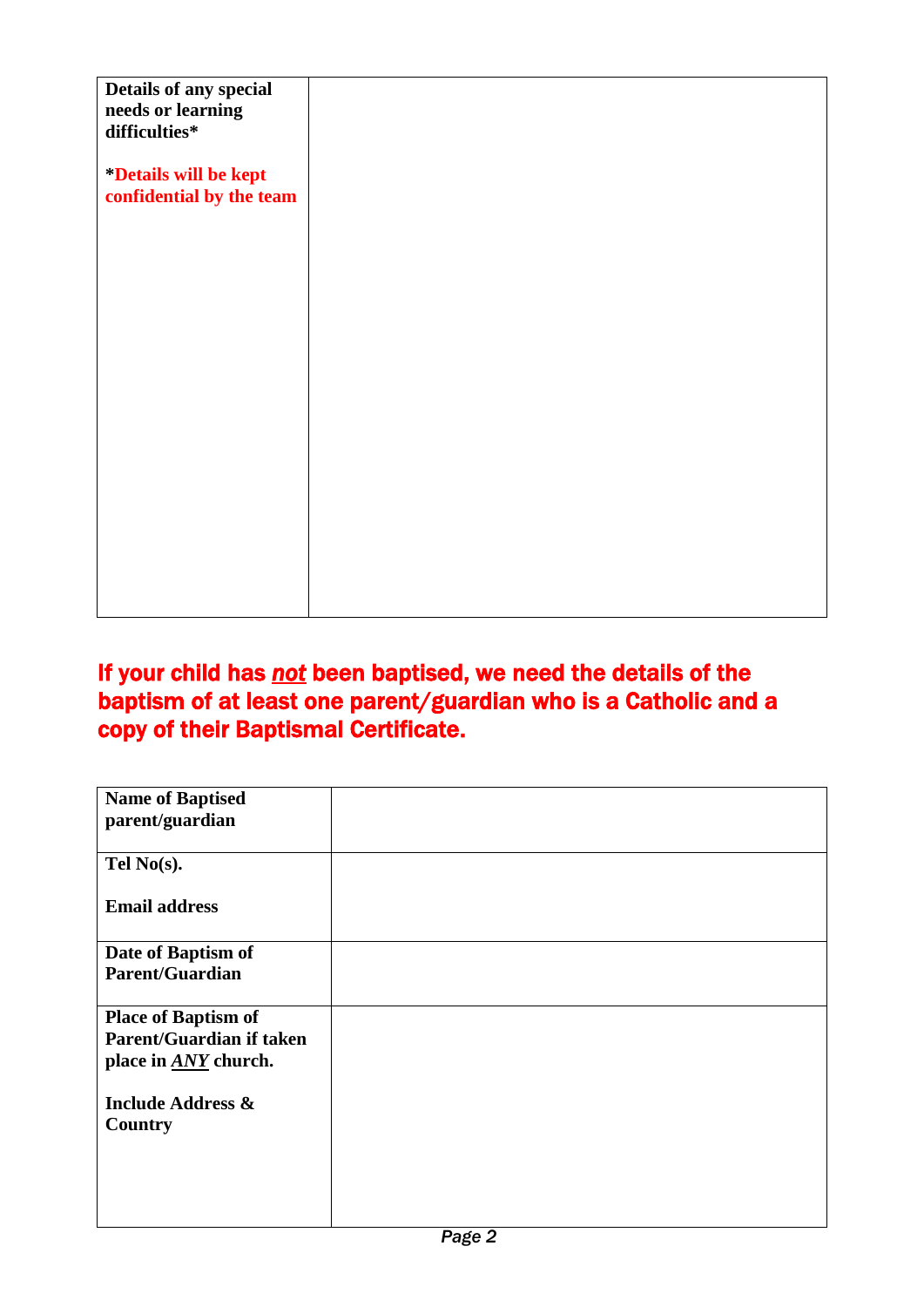| | |
|---|---|
| **Details of any special needs or learning difficulties*** <br><br> ***Details will be kept confidential by the team** | |

## If your child has *not* been baptised, we need the details of the baptism of at least one parent/guardian who is a Catholic and a copy of their Baptismal Certificate.

| | |
|---|---|
| **Name of Baptised parent/guardian** | |
| **Tel No(s).** <br><br> **Email address** | |
| **Date of Baptism of Parent/Guardian** | |
| **Place of Baptism of Parent/Guardian if taken place in *ANY* church.** <br><br> **Include Address & Country** | |